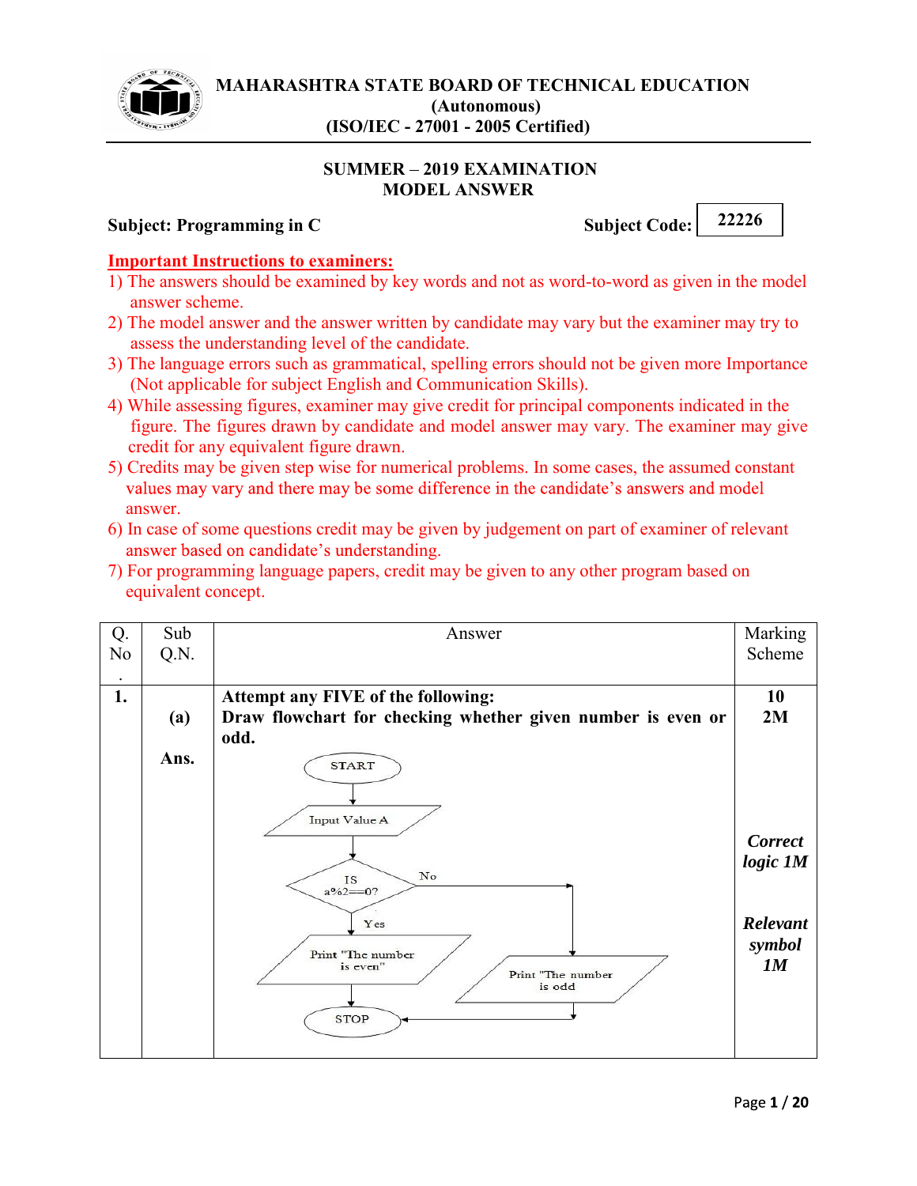# MAHARASHTRA STATE BOARD OF TECHNICAL EDUCATION
**(Autonomous)**
**(ISO/IEC - 27001 - 2005 Certified)**

## SUMMER – 2019 EXAMINATION
## MODEL ANSWER

**Subject: Programming in C** **Subject Code: 22226**

**Important Instructions to examiners:**

1) The answers should be examined by key words and not as word-to-word as given in the model answer scheme.
2) The model answer and the answer written by candidate may vary but the examiner may try to assess the understanding level of the candidate.
3) The language errors such as grammatical, spelling errors should not be given more Importance (Not applicable for subject English and Communication Skills).
4) While assessing figures, examiner may give credit for principal components indicated in the figure. The figures drawn by candidate and model answer may vary. The examiner may give credit for any equivalent figure drawn.
5) Credits may be given step wise for numerical problems. In some cases, the assumed constant values may vary and there may be some difference in the candidate's answers and model answer.
6) In case of some questions credit may be given by judgement on part of examiner of relevant answer based on candidate's understanding.
7) For programming language papers, credit may be given to any other program based on equivalent concept.

| Q. No. | Sub Q.N. | Answer | Marking Scheme |
|---|---|---|---|
| **1.** | | **Attempt any FIVE of the following:** | **10** |
| | **(a)** | **Draw flowchart for checking whether given number is even or odd.** | **2M** |
| | **Ans.** | START → Input Value A → IS a%2==0? — Yes → Print "The number is even" → STOP; No → Print "The number is odd" → STOP | ***Correct logic 1M*** <br> ***Relevant symbol 1M*** |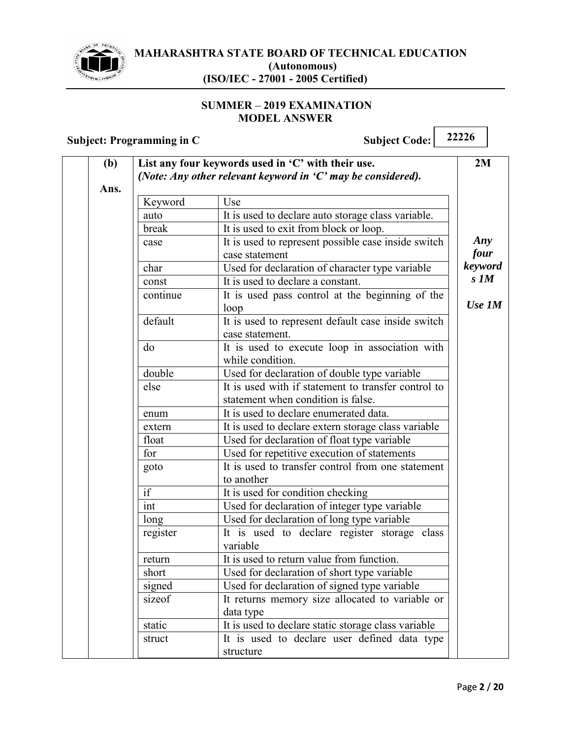| (b) | **List any four keywords used in 'C' with their use.** | **2M** |
|---|---|---|
| | ***(Note: Any other relevant keyword in 'C' may be considered).*** | |
| **Ans.** | | |

| Keyword | Use |
|---|---|
| auto | It is used to declare auto storage class variable. |
| break | It is used to exit from block or loop. |
| case | It is used to represent possible case inside switch case statement |
| char | Used for declaration of character type variable |
| const | It is used to declare a constant. |
| continue | It is used pass control at the beginning of the loop |
| default | It is used to represent default case inside switch case statement. |
| do | It is used to execute loop in association with while condition. |
| double | Used for declaration of double type variable |
| else | It is used with if statement to transfer control to statement when condition is false. |
| enum | It is used to declare enumerated data. |
| extern | It is used to declare extern storage class variable |
| float | Used for declaration of float type variable |
| for | Used for repetitive execution of statements |
| goto | It is used to transfer control from one statement to another |
| if | It is used for condition checking |
| int | Used for declaration of integer type variable |
| long | Used for declaration of long type variable |
| register | It is used to declare register storage class variable |
| return | It is used to return value from function. |
| short | Used for declaration of short type variable |
| signed | Used for declaration of signed type variable |
| sizeof | It returns memory size allocated to variable or data type |
| static | It is used to declare static storage class variable |
| struct | It is used to declare user defined data type structure |

***Any four keywords 1M***

***Use 1M***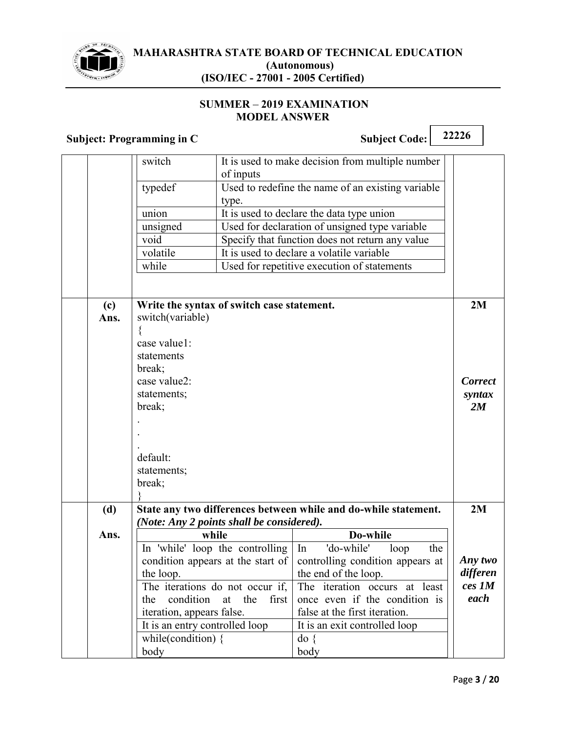| Keyword | Description |
|---|---|
| switch | It is used to make decision from multiple number of inputs |
| typedef | Used to redefine the name of an existing variable type. |
| union | It is used to declare the data type union |
| unsigned | Used for declaration of unsigned type variable |
| void | Specify that function does not return any value |
| volatile | It is used to declare a volatile variable |
| while | Used for repetitive execution of statements |

**(c) Write the syntax of switch case statement.** **2M**

**Ans.**

```
switch(variable)
{
case value1:
statements
break;
case value2:
statements;
break;
.
.
.
default:
statements;
break;
}
```

***Correct syntax 2M***

**(d) State any two differences between while and do-while statement.** **2M**

***(Note: Any 2 points shall be considered).***

**Ans.**

| while | Do-while |
|---|---|
| In 'while' loop the controlling condition appears at the start of the loop. | In 'do-while' loop the controlling condition appears at the end of the loop. |
| The iterations do not occur if, the condition at the first iteration, appears false. | The iteration occurs at least once even if the condition is false at the first iteration. |
| It is an entry controlled loop | It is an exit controlled loop |
| while(condition) {<br>body | do {<br>body |

***Any two differences 1M each***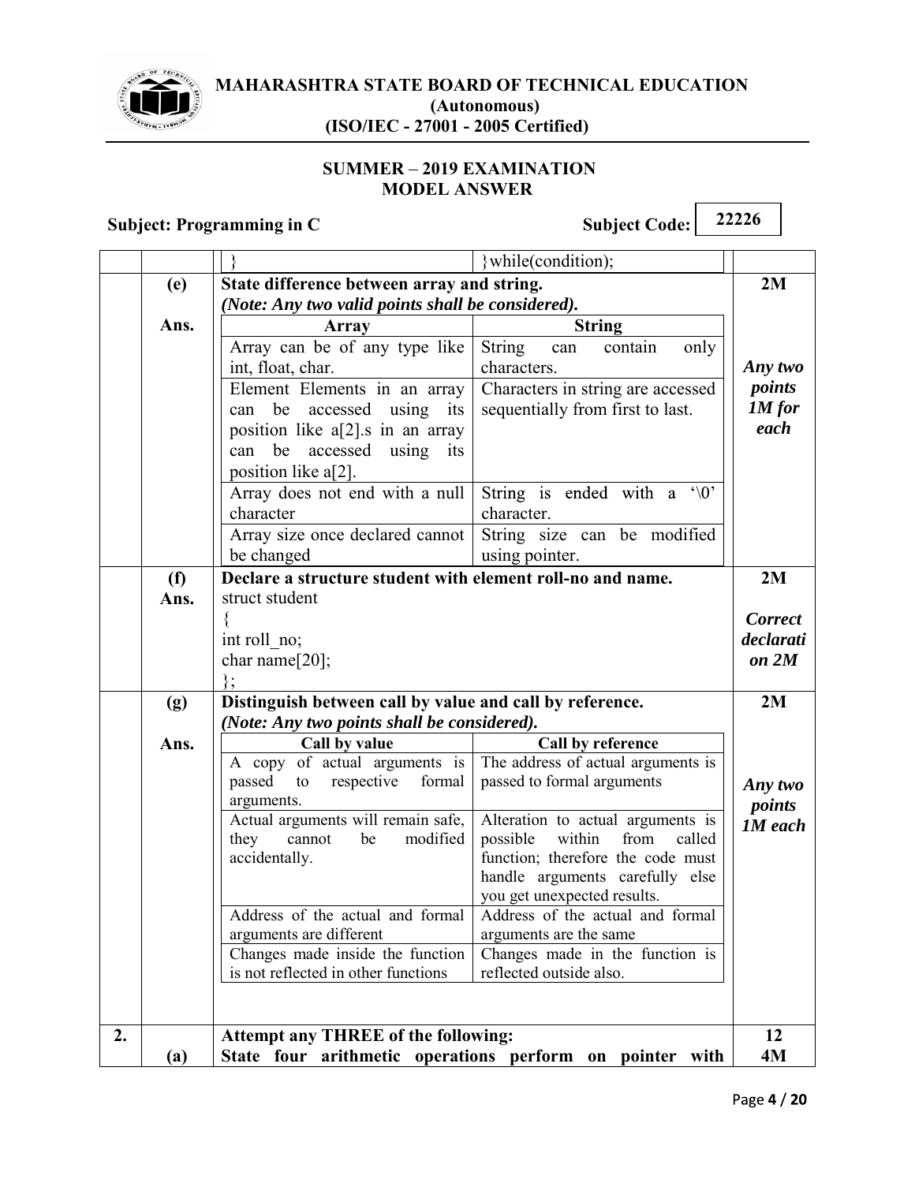| | | } | }while(condition); | |
|---|---|---|---|---|
| | **(e)** | **State difference between array and string.** *(Note: Any two valid points shall be considered).* | | **2M** |
| | **Ans.** | **Array** | **String** | |
| | | Array can be of any type like int, float, char. | String can contain only characters. | *Any two points 1M for each* |
| | | Element Elements in an array can be accessed using its position like a[2].s in an array can be accessed using its position like a[2]. | Characters in string are accessed sequentially from first to last. | |
| | | Array does not end with a null character | String is ended with a '\0' character. | |
| | | Array size once declared cannot be changed | String size can be modified using pointer. | |
| | **(f)** | **Declare a structure student with element roll-no and name.** | | **2M** |
| | **Ans.** | struct student<br>{<br>int roll_no;<br>char name[20];<br>}; | | ***Correct declaration 2M*** |
| | **(g)** | **Distinguish between call by value and call by reference.** *(Note: Any two points shall be considered).* | | **2M** |
| | **Ans.** | **Call by value** | **Call by reference** | |
| | | A copy of actual arguments is passed to respective formal arguments. | The address of actual arguments is passed to formal arguments | *Any two points 1M each* |
| | | Actual arguments will remain safe, they cannot be modified accidentally. | Alteration to actual arguments is possible within from called function; therefore the code must handle arguments carefully else you get unexpected results. | |
| | | Address of the actual and formal arguments are different | Address of the actual and formal arguments are the same | |
| | | Changes made inside the function is not reflected in other functions | Changes made in the function is reflected outside also. | |
| **2.** | | **Attempt any THREE of the following:** | | **12** |
| | **(a)** | **State four arithmetic operations perform on pointer with** | | **4M** |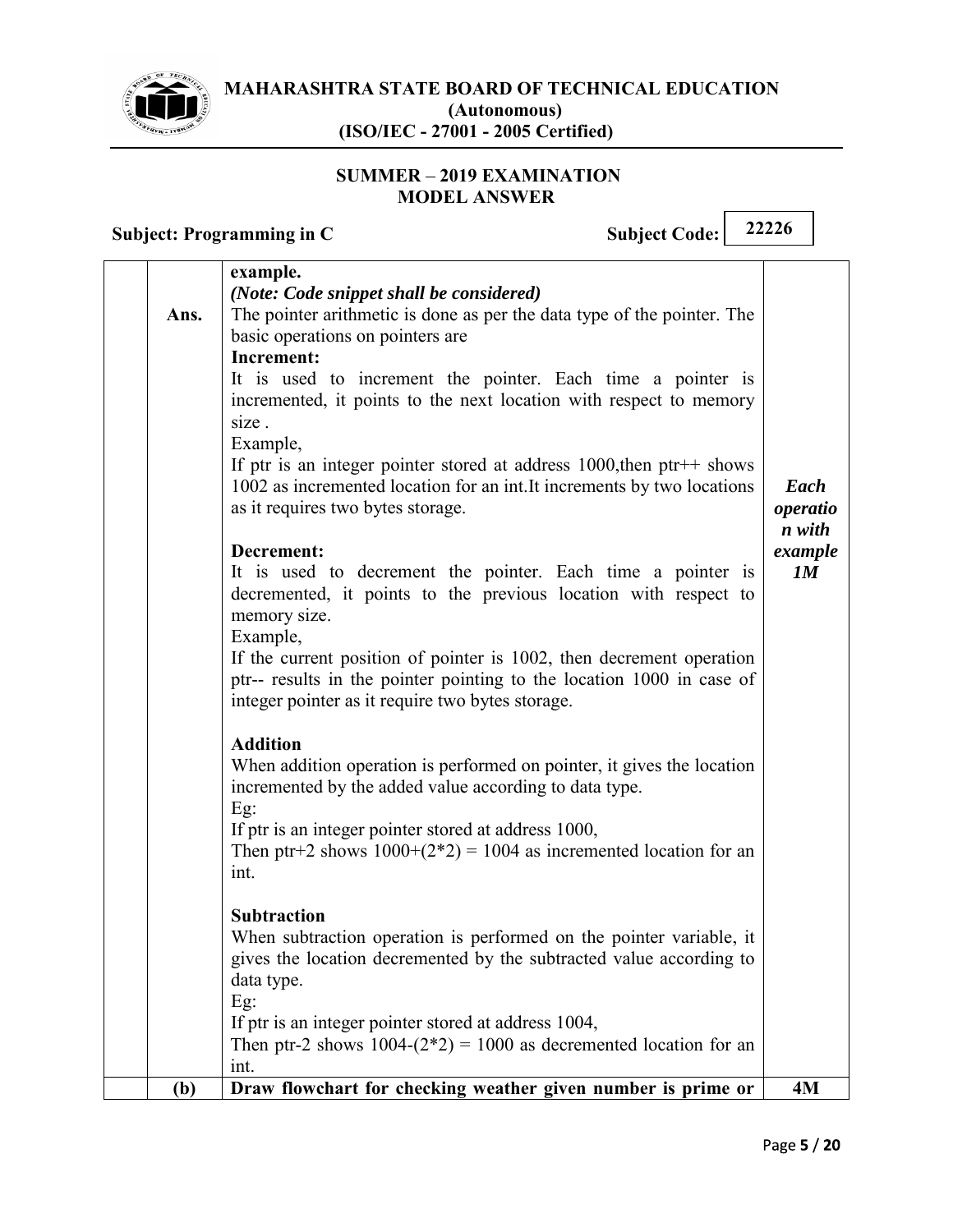| | | | |
|---|---|---|---|
| | | **example.**<br>***(Note: Code snippet shall be considered)*** | |
| | **Ans.** | The pointer arithmetic is done as per the data type of the pointer. The basic operations on pointers are<br>**Increment:**<br>It is used to increment the pointer. Each time a pointer is incremented, it points to the next location with respect to memory size .<br>Example,<br>If ptr is an integer pointer stored at address 1000,then ptr++ shows 1002 as incremented location for an int.It increments by two locations as it requires two bytes storage.<br><br>**Decrement:**<br>It is used to decrement the pointer. Each time a pointer is decremented, it points to the previous location with respect to memory size.<br>Example,<br>If the current position of pointer is 1002, then decrement operation ptr-- results in the pointer pointing to the location 1000 in case of integer pointer as it require two bytes storage.<br><br>**Addition**<br>When addition operation is performed on pointer, it gives the location incremented by the added value according to data type.<br>Eg:<br>If ptr is an integer pointer stored at address 1000,<br>Then ptr+2 shows $1000+(2*2) = 1004$ as incremented location for an int.<br><br>**Subtraction**<br>When subtraction operation is performed on the pointer variable, it gives the location decremented by the subtracted value according to data type.<br>Eg:<br>If ptr is an integer pointer stored at address 1004,<br>Then ptr-2 shows $1004-(2*2) = 1000$ as decremented location for an int. | ***Each operation with example 1M*** |
| | **(b)** | **Draw flowchart for checking weather given number is prime or** | **4M** |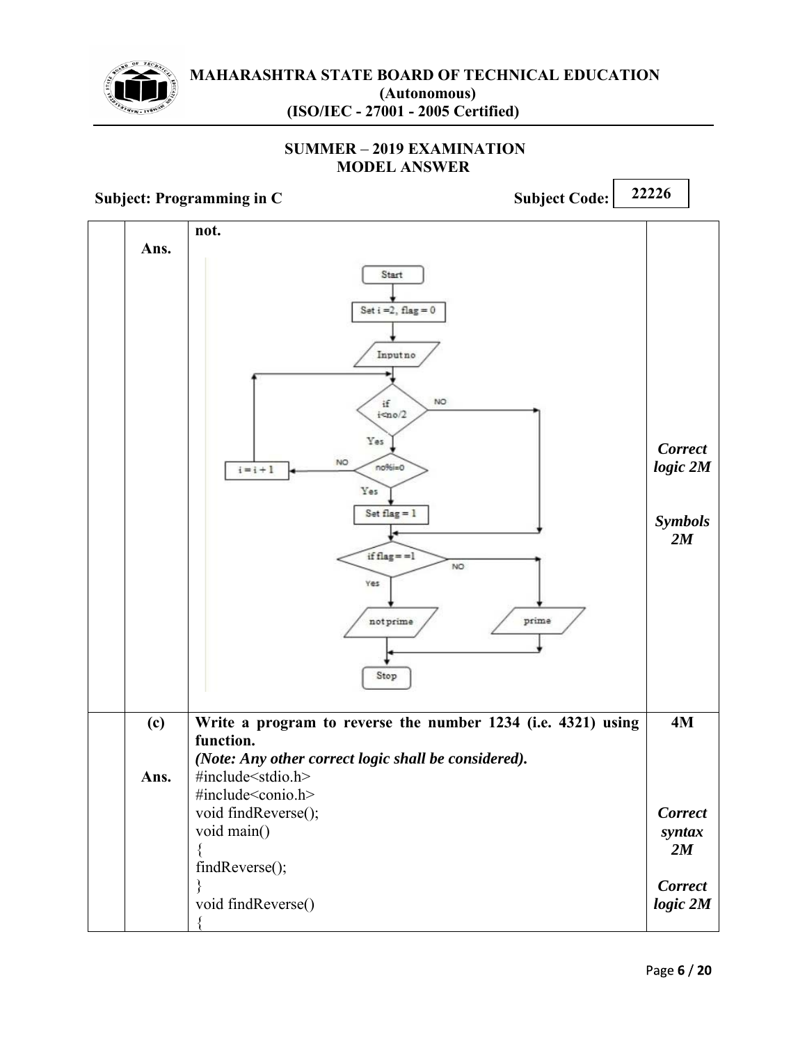| | | | |
|---|---|---|---|
| | **Ans.** | **not.** | *Correct logic 2M* *Symbols 2M* |
| | **(c)** | **Write a program to reverse the number 1234 (i.e. 4321) using function.** ***(Note: Any other correct logic shall be considered).*** | **4M** |
| | **Ans.** | #include<stdio.h> #include<conio.h> void findReverse(); void main() { findReverse(); } void findReverse() { | *Correct syntax 2M* *Correct logic 2M* |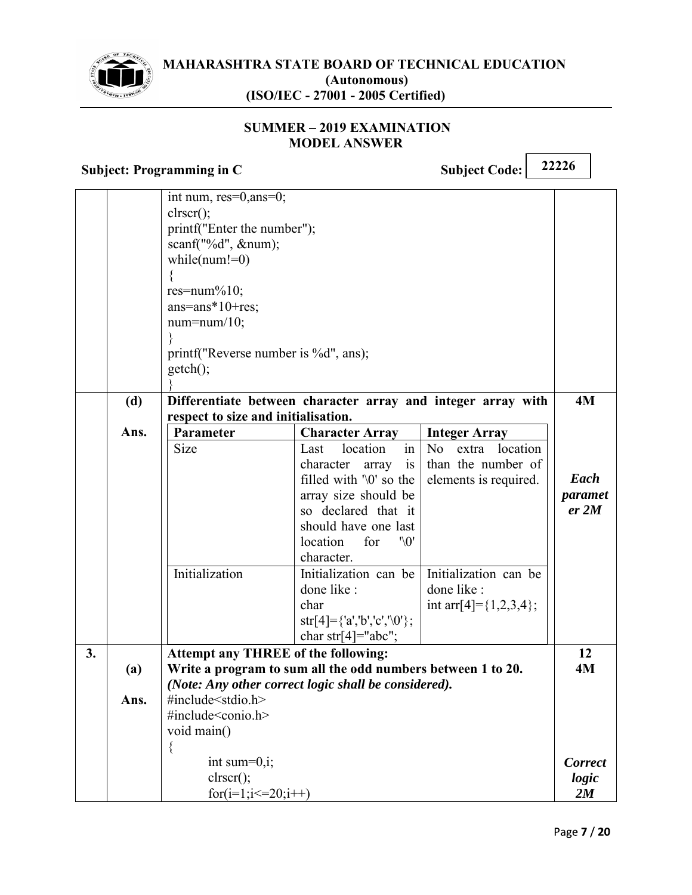# MAHARASHTRA STATE BOARD OF TECHNICAL EDUCATION
**(Autonomous)**
**(ISO/IEC - 27001 - 2005 Certified)**

**SUMMER – 2019 EXAMINATION**
**MODEL ANSWER**

**Subject: Programming in C** **Subject Code: 22226**

```
int num, res=0,ans=0;
clrscr();
printf("Enter the number");
scanf("%d", &num);
while(num!=0)
{
res=num%10;
ans=ans*10+res;
num=num/10;
}
printf("Reverse number is %d", ans);
getch();
}
```

**(d) Differentiate between character array and integer array with respect to size and initialisation.** **4M**

**Ans.**

*Each parameter 2M*

| Parameter | Character Array | Integer Array |
|---|---|---|
| Size | Last location in character array is filled with '\0' so the array size should be so declared that it should have one last location for '\0' character. | No extra location than the number of elements is required. |
| Initialization | Initialization can be done like : char str[4]={'a','b','c','\0'}; char str[4]="abc"; | Initialization can be done like : int arr[4]={1,2,3,4}; |

**3. Attempt any THREE of the following:** **12**

**(a) Write a program to sum all the odd numbers between 1 to 20.** **4M**

***(Note: Any other correct logic shall be considered).***

**Ans.**

```
#include<stdio.h>
#include<conio.h>
void main()
{
    int sum=0,i;
    clrscr();
    for(i=1;i<=20;i++)
```

***Correct logic 2M***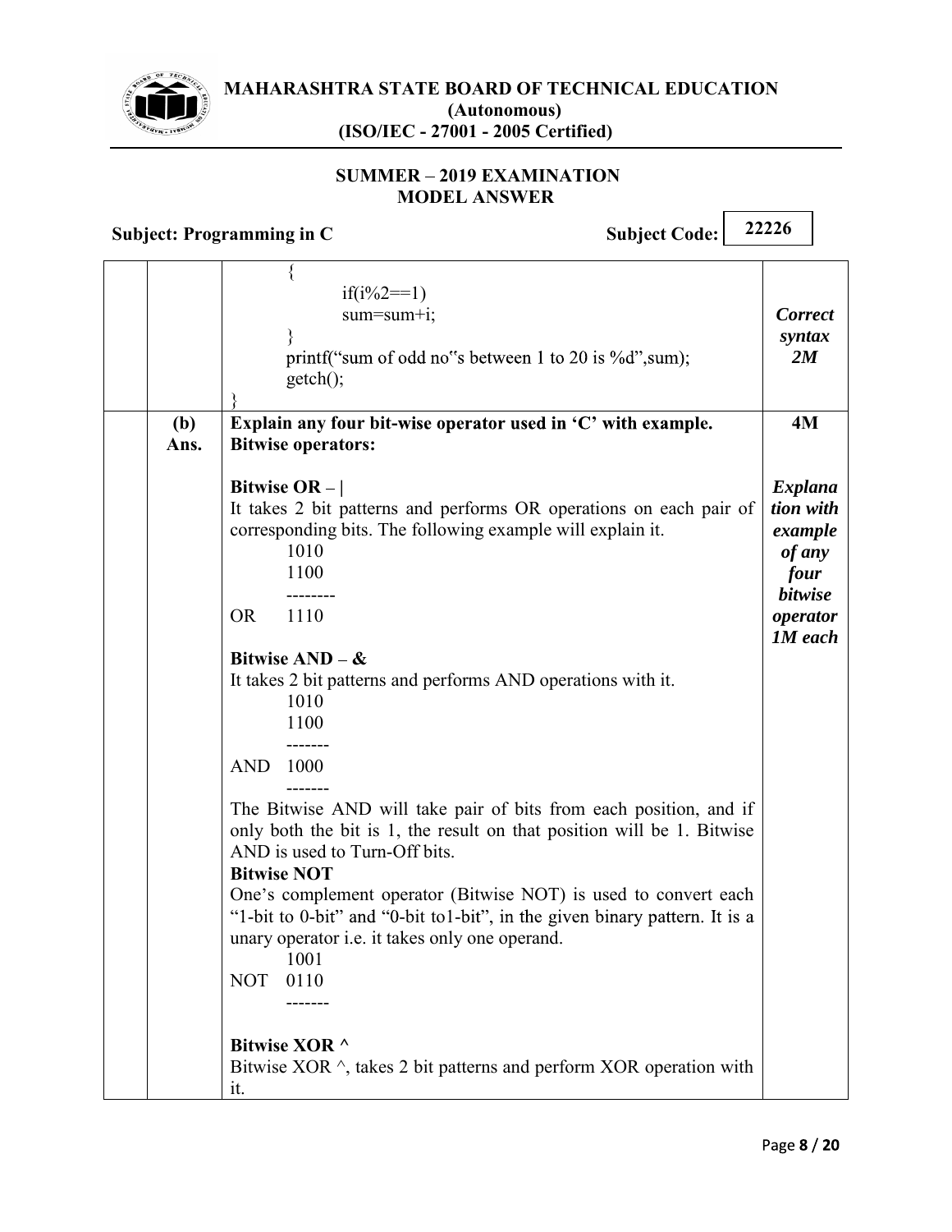| | | | |
|---|---|---|---|
| | | `{`<br>`if(i%2==1)`<br>`sum=sum+i;`<br>`}`<br>`printf("sum of odd no"s between 1 to 20 is %d",sum);`<br>`getch();`<br>`}` | ***Correct syntax 2M*** |
| | **(b)**<br>**Ans.** | **Explain any four bit-wise operator used in 'C' with example.**<br>**Bitwise operators:** | **4M** |
| | | **Bitwise OR – \|**<br>It takes 2 bit patterns and performs OR operations on each pair of corresponding bits. The following example will explain it.<br>1010<br>1100<br>--------<br>OR 1110<br><br>**Bitwise AND – &**<br>It takes 2 bit patterns and performs AND operations with it.<br>1010<br>1100<br>-------<br>AND 1000<br>-------<br>The Bitwise AND will take pair of bits from each position, and if only both the bit is 1, the result on that position will be 1. Bitwise AND is used to Turn-Off bits.<br>**Bitwise NOT**<br>One's complement operator (Bitwise NOT) is used to convert each "1-bit to 0-bit" and "0-bit to1-bit", in the given binary pattern. It is a unary operator i.e. it takes only one operand.<br>1001<br>NOT 0110<br>-------<br><br>**Bitwise XOR ^**<br>Bitwise XOR ^, takes 2 bit patterns and perform XOR operation with it. | ***Explanation with example of any four bitwise operator 1M each*** |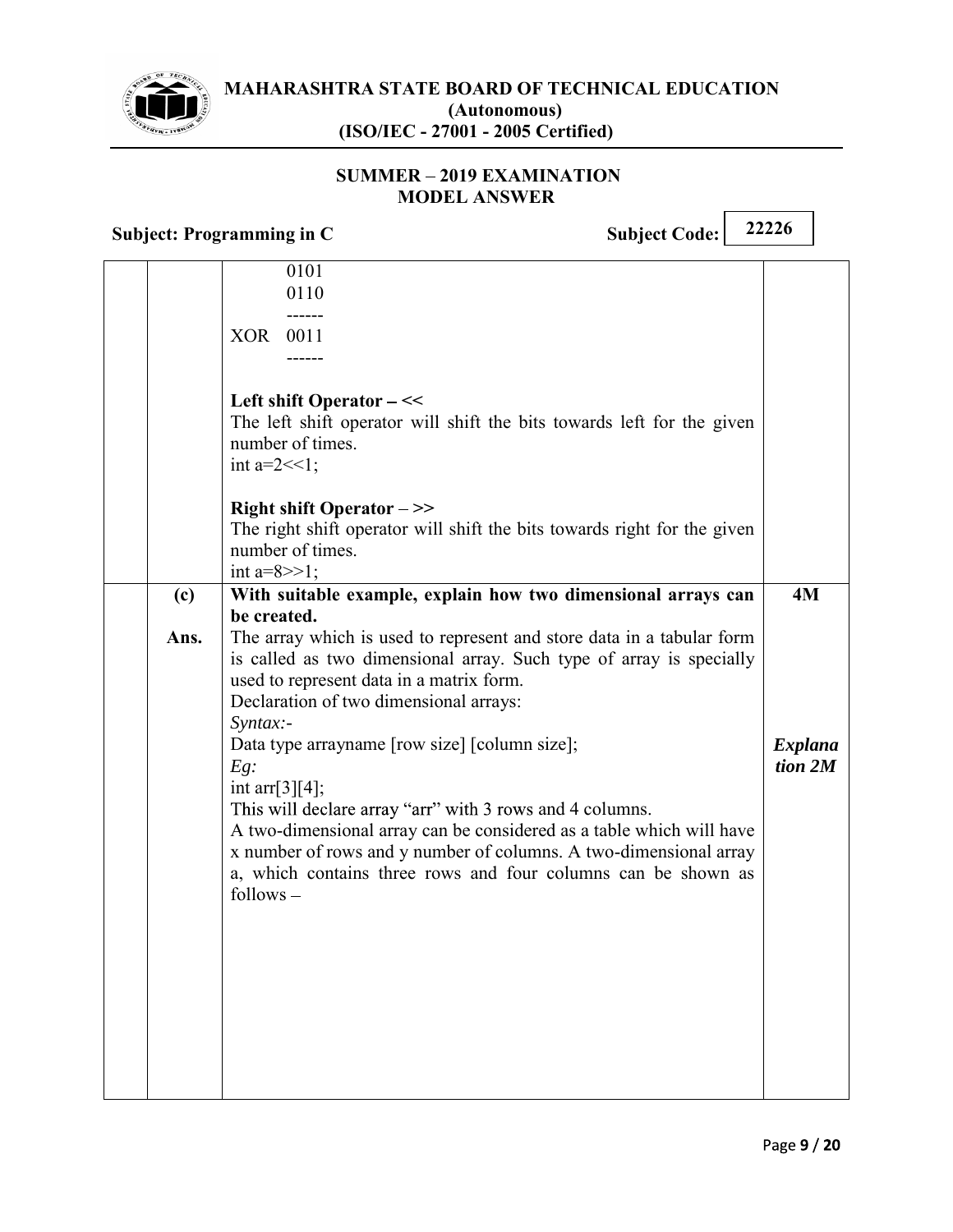```
        0101
        0110
        ------
XOR     0011
        ------
```

**Left shift Operator – <<**

The left shift operator will shift the bits towards left for the given number of times.

int a=2<<1;

**Right shift Operator – >>**

The right shift operator will shift the bits towards right for the given number of times.

int a=8>>1;

**(c) With suitable example, explain how two dimensional arrays can be created.** **4M**

**Ans.** The array which is used to represent and store data in a tabular form is called as two dimensional array. Such type of array is specially used to represent data in a matrix form.

Declaration of two dimensional arrays:

*Syntax:-*

Data type arrayname [row size] [column size]; ***Explanation 2M***

*Eg:*

int arr[3][4];

This will declare array "arr" with 3 rows and 4 columns.

A two-dimensional array can be considered as a table which will have x number of rows and y number of columns. A two-dimensional array a, which contains three rows and four columns can be shown as follows –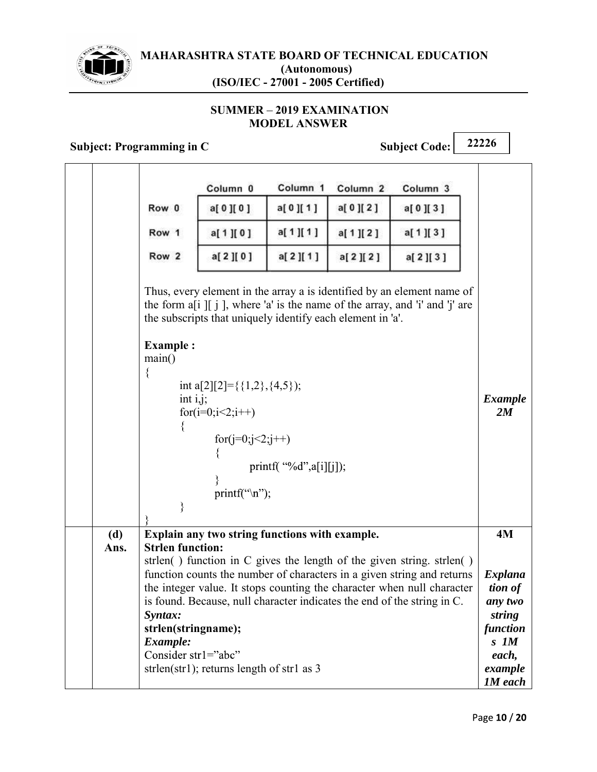|  | Column 0 | Column 1 | Column 2 | Column 3 |
|---|---|---|---|---|
| Row 0 | a[ 0 ][ 0 ] | a[ 0 ][ 1 ] | a[ 0 ][ 2 ] | a[ 0 ][ 3 ] |
| Row 1 | a[ 1 ][ 0 ] | a[ 1 ][ 1 ] | a[ 1 ][ 2 ] | a[ 1 ][ 3 ] |
| Row 2 | a[ 2 ][ 0 ] | a[ 2 ][ 1 ] | a[ 2 ][ 2 ] | a[ 2 ][ 3 ] |

Thus, every element in the array a is identified by an element name of the form a[i ][ j ], where 'a' is the name of the array, and 'i' and 'j' are the subscripts that uniquely identify each element in 'a'.

**Example :**

```
main()
{
        int a[2][2]={{1,2},{4,5}};
        int i,j;
        for(i=0;i<2;i++)
        {
                for(j=0;j<2;j++)
                {
                        printf( "%d",a[i][j]);
                }
                printf("\n");
        }
}
```

***Example 2M***

**(d) Explain any two string functions with example.** **4M**

**Ans.**

**Strlen function:**

strlen( ) function in C gives the length of the given string. strlen( ) function counts the number of characters in a given string and returns the integer value. It stops counting the character when null character is found. Because, null character indicates the end of the string in C.

***Syntax:***

**strlen(stringname);**

***Example:***

Consider str1="abc"

strlen(str1); returns length of str1 as 3

***Explanation of any two string functions 1M each, example 1M each***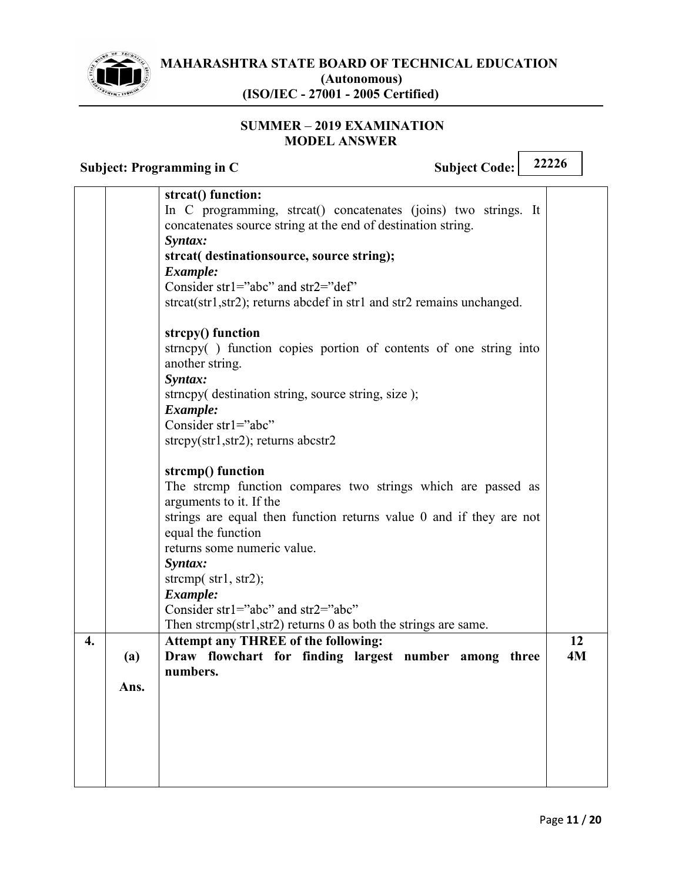**strcat() function:**

In C programming, strcat() concatenates (joins) two strings. It concatenates source string at the end of destination string.

***Syntax:***

**strcat( destinationsource, source string);**

***Example:***

Consider str1="abc" and str2="def"

strcat(str1,str2); returns abcdef in str1 and str2 remains unchanged.

**strcpy() function**

strncpy( ) function copies portion of contents of one string into another string.

***Syntax:***

strncpy( destination string, source string, size );

***Example:***

Consider str1="abc"

strcpy(str1,str2); returns abcstr2

**strcmp() function**

The strcmp function compares two strings which are passed as arguments to it. If the strings are equal then function returns value 0 and if they are not equal the function returns some numeric value.

***Syntax:***

strcmp( str1, str2);

***Example:***

Consider str1="abc" and str2="abc"

Then strcmp(str1,str2) returns 0 as both the strings are same.

| | | | |
|---|---|---|---|
| **4.** | | **Attempt any THREE of the following:** | **12** |
| | **(a)** | **Draw flowchart for finding largest number among three numbers.** | **4M** |
| | **Ans.** | | |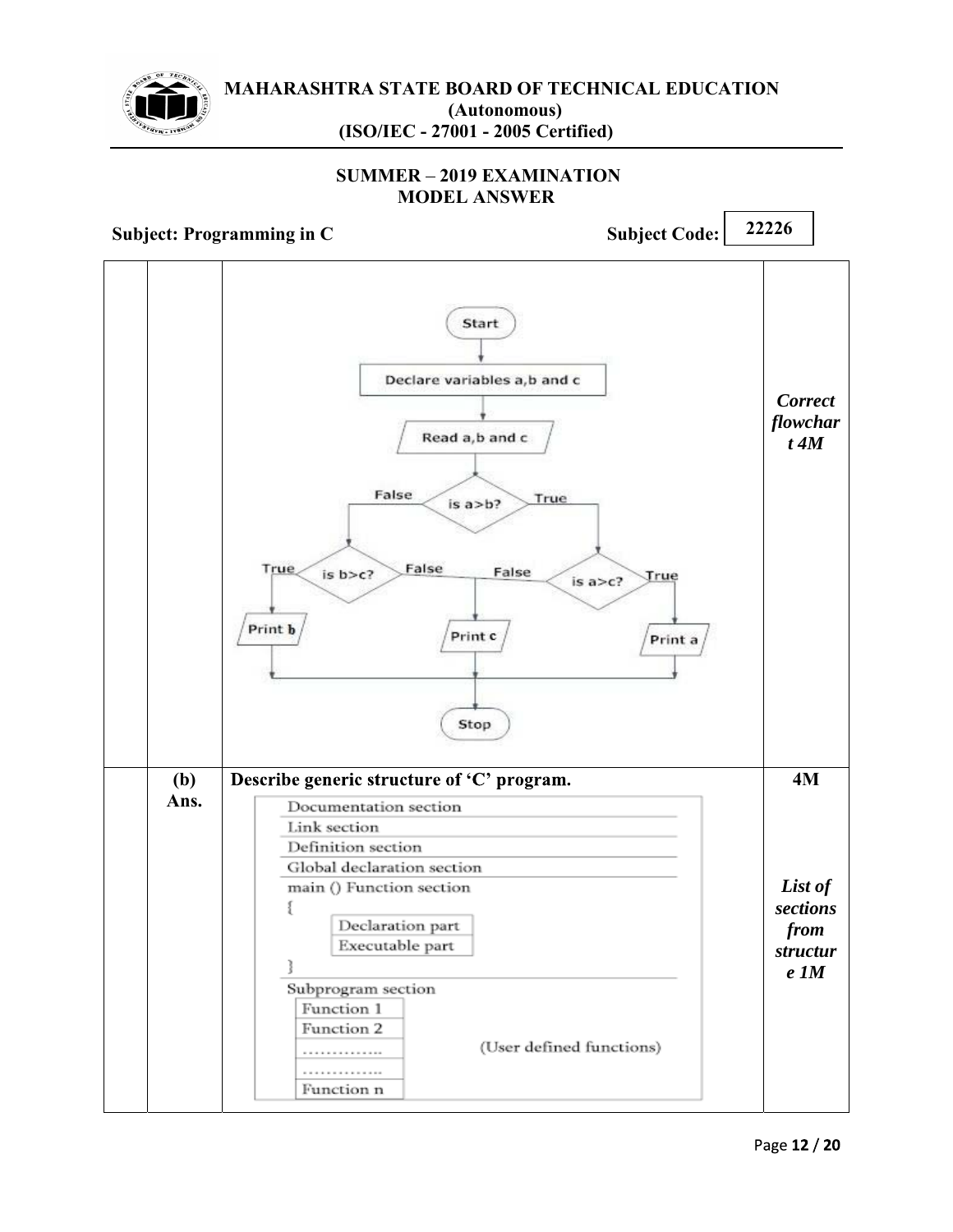| | | | |
|---|---|---|---|
| | | Start → Declare variables a,b and c → Read a,b and c → is a>b? (False → is b>c?; True → is a>c?) → is b>c? (True → Print b; False → Print c) → is a>c? (False → Print c; True → Print a) → Stop | *Correct flowchart 4M* |
| | **(b)** **Ans.** | **Describe generic structure of 'C' program.** | **4M** |
| | | Documentation section<br>Link section<br>Definition section<br>Global declaration section<br>main () Function section<br>{<br>Declaration part<br>Executable part<br>}<br>Subprogram section<br>Function 1<br>Function 2<br>…………..<br>…………..<br>Function n<br>(User defined functions) | *List of sections from structure 1M* |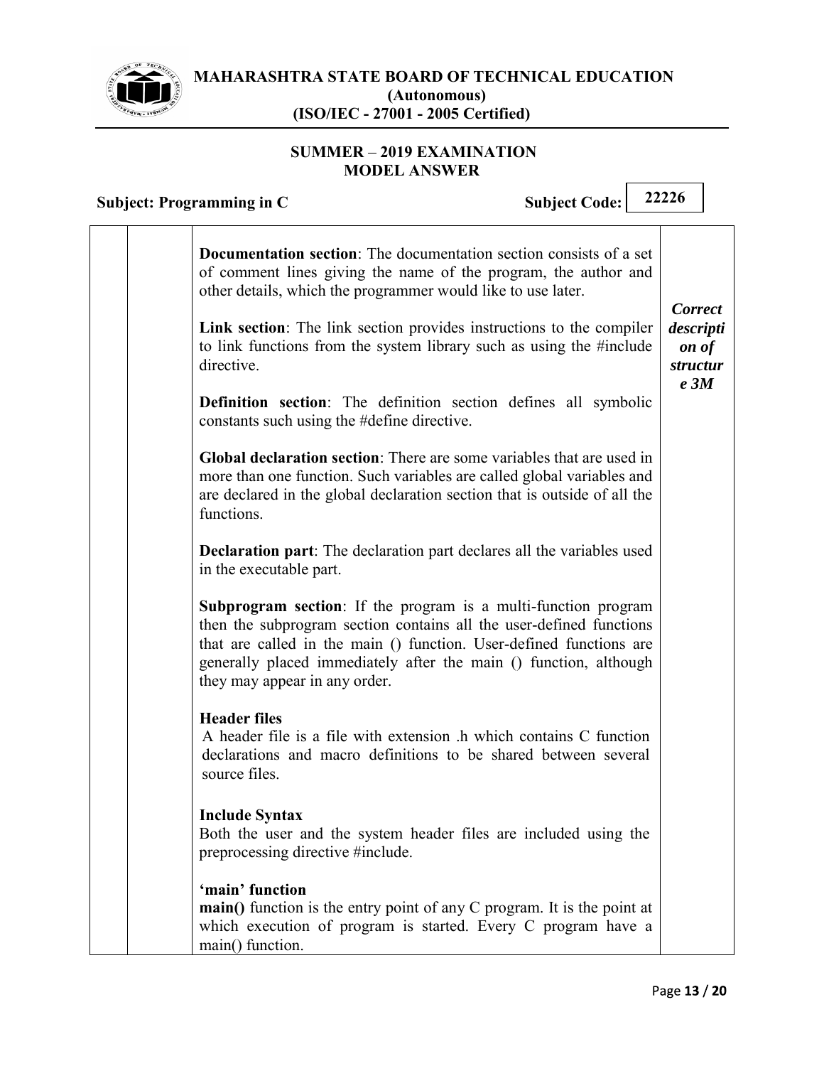| | | | |
|---|---|---|---|
| | | **Documentation section**: The documentation section consists of a set of comment lines giving the name of the program, the author and other details, which the programmer would like to use later.<br><br>**Link section**: The link section provides instructions to the compiler to link functions from the system library such as using the #include directive.<br><br>**Definition section**: The definition section defines all symbolic constants such using the #define directive.<br><br>**Global declaration section**: There are some variables that are used in more than one function. Such variables are called global variables and are declared in the global declaration section that is outside of all the functions.<br><br>**Declaration part**: The declaration part declares all the variables used in the executable part.<br><br>**Subprogram section**: If the program is a multi-function program then the subprogram section contains all the user-defined functions that are called in the main () function. User-defined functions are generally placed immediately after the main () function, although they may appear in any order.<br><br>**Header files**<br>A header file is a file with extension .h which contains C function declarations and macro definitions to be shared between several source files.<br><br>**Include Syntax**<br>Both the user and the system header files are included using the preprocessing directive #include.<br><br>**'main' function**<br>**main()** function is the entry point of any C program. It is the point at which execution of program is started. Every C program have a main() function. | ***Correct description of structure 3M*** |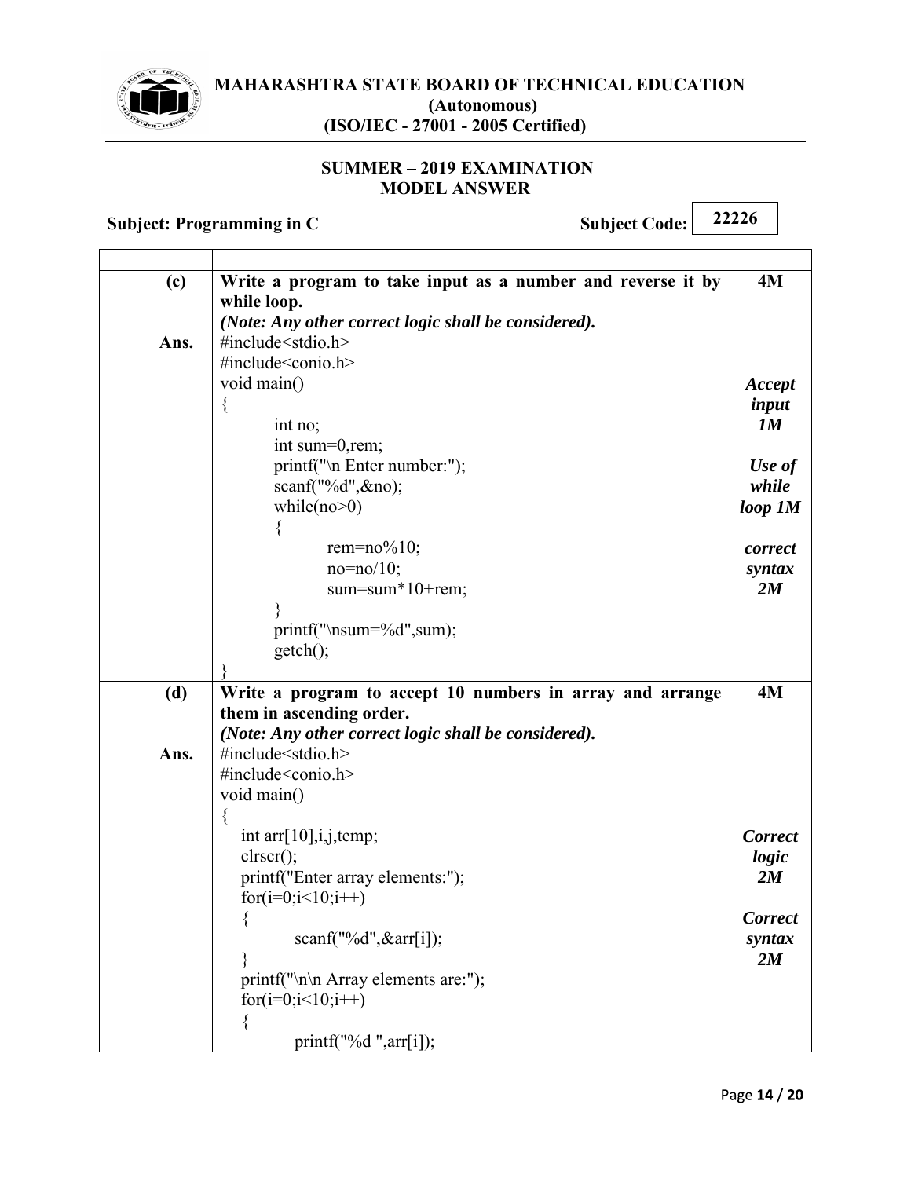**(c)** **Write a program to take input as a number and reverse it by while loop.** **4M**

***(Note: Any other correct logic shall be considered).***

**Ans.**

```
#include<stdio.h>
#include<conio.h>
void main()
{
        int no;
        int sum=0,rem;
        printf("\n Enter number:");
        scanf("%d",&no);
        while(no>0)
        {
                rem=no%10;
                no=no/10;
                sum=sum*10+rem;
        }
        printf("\nsum=%d",sum);
        getch();
}
```

***Accept input 1M***

***Use of while loop 1M***

***correct syntax 2M***

**(d)** **Write a program to accept 10 numbers in array and arrange them in ascending order.** **4M**

***(Note: Any other correct logic shall be considered).***

**Ans.**

```
#include<stdio.h>
#include<conio.h>
void main()
{
   int arr[10],i,j,temp;
   clrscr();
   printf("Enter array elements:");
   for(i=0;i<10;i++)
   {
        scanf("%d",&arr[i]);
   }
   printf("\n\n Array elements are:");
   for(i=0;i<10;i++)
   {
        printf("%d ",arr[i]);
```

***Correct logic 2M***

***Correct syntax 2M***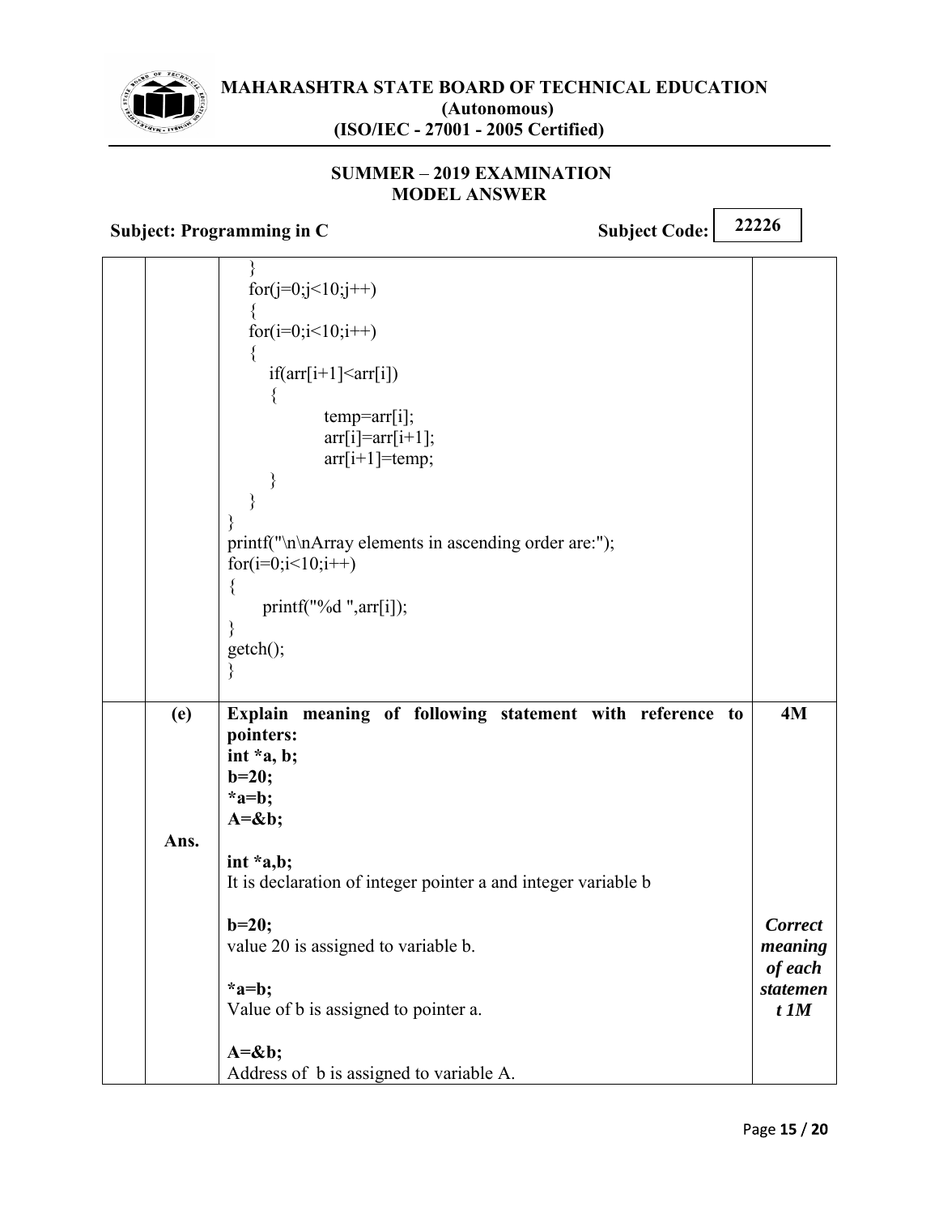```
    }
    for(j=0;j<10;j++)
    {
    for(i=0;i<10;i++)
    {
        if(arr[i+1]<arr[i])
        {
                temp=arr[i];
                arr[i]=arr[i+1];
                arr[i+1]=temp;
        }
    }
}
printf("\n\nArray elements in ascending order are:");
for(i=0;i<10;i++)
{
      printf("%d ",arr[i]);
}
getch();
}
```

| | | | |
|---|---|---|---|
| | **(e)** | **Explain meaning of following statement with reference to pointers:**<br>**int *a, b;**<br>**b=20;**<br>***a=b;**<br>**A=&b;** | **4M** |
| | **Ans.** | **int *a,b;**<br>It is declaration of integer pointer a and integer variable b<br><br>**b=20;**<br>value 20 is assigned to variable b.<br><br>***a=b;**<br>Value of b is assigned to pointer a.<br><br>**A=&b;**<br>Address of b is assigned to variable A. | ***Correct meaning of each statement 1M*** |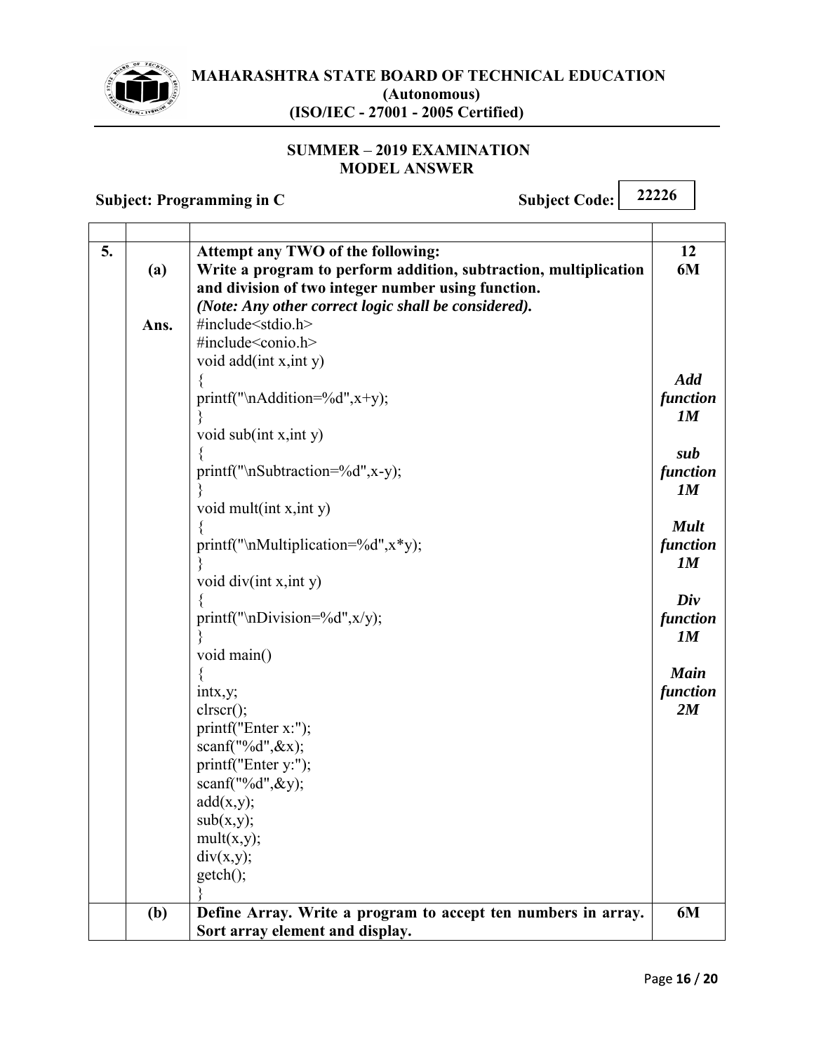**MAHARASHTRA STATE BOARD OF TECHNICAL EDUCATION**
**(Autonomous)**
**(ISO/IEC - 27001 - 2005 Certified)**

**SUMMER – 2019 EXAMINATION**
**MODEL ANSWER**

**Subject: Programming in C** **Subject Code: 22226**

| | | | |
|---|---|---|---|
| **5.** | | **Attempt any TWO of the following:** | **12** |
| | **(a)** | **Write a program to perform addition, subtraction, multiplication and division of two integer number using function.** ***(Note: Any other correct logic shall be considered).*** | **6M** |
| | **Ans.** | #include<stdio.h><br>#include<conio.h><br>void add(int x,int y)<br>{<br>printf("\nAddition=%d",x+y);<br>}<br>void sub(int x,int y)<br>{<br>printf("\nSubtraction=%d",x-y);<br>}<br>void mult(int x,int y)<br>{<br>printf("\nMultiplication=%d",x*y);<br>}<br>void div(int x,int y)<br>{<br>printf("\nDivision=%d",x/y);<br>}<br>void main()<br>{<br>intx,y;<br>clrscr();<br>printf("Enter x:");<br>scanf("%d",&x);<br>printf("Enter y:");<br>scanf("%d",&y);<br>add(x,y);<br>sub(x,y);<br>mult(x,y);<br>div(x,y);<br>getch();<br>} | ***Add function 1M***<br><br>***sub function 1M***<br><br>***Mult function 1M***<br><br>***Div function 1M***<br><br>***Main function 2M*** |
| | **(b)** | **Define Array. Write a program to accept ten numbers in array. Sort array element and display.** | **6M** |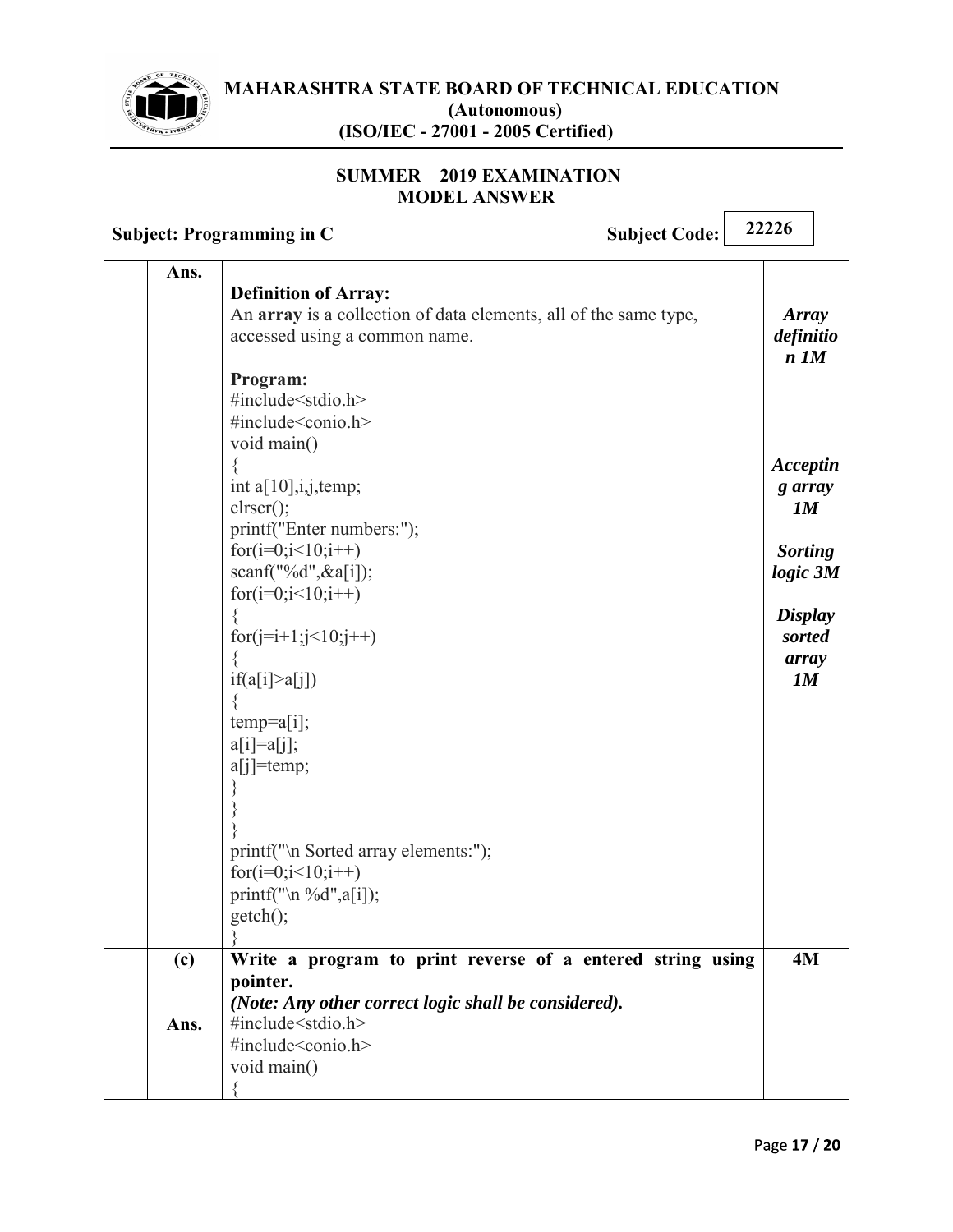| | | | |
|---|---|---|---|
| | Ans. | **Definition of Array:**<br>An **array** is a collection of data elements, all of the same type, accessed using a common name.<br><br>**Program:**<br>#include<stdio.h><br>#include<conio.h><br>void main()<br>{<br>int a[10],i,j,temp;<br>clrscr();<br>printf("Enter numbers:");<br>for(i=0;i<10;i++)<br>scanf("%d",&a[i]);<br>for(i=0;i<10;i++)<br>{<br>for(j=i+1;j<10;j++)<br>{<br>if(a[i]>a[j])<br>{<br>temp=a[i];<br>a[i]=a[j];<br>a[j]=temp;<br>}<br>}<br>}<br>printf("\n Sorted array elements:");<br>for(i=0;i<10;i++)<br>printf("\n %d",a[i]);<br>getch();<br>} | ***Array definition 1M***<br><br>***Accepting array 1M***<br><br>***Sorting logic 3M***<br><br>***Display sorted array 1M*** |
| | (c)<br><br><br>Ans. | **Write a program to print reverse of a entered string using pointer.**<br>***(Note: Any other correct logic shall be considered).***<br>#include<stdio.h><br>#include<conio.h><br>void main()<br>{ | **4M** |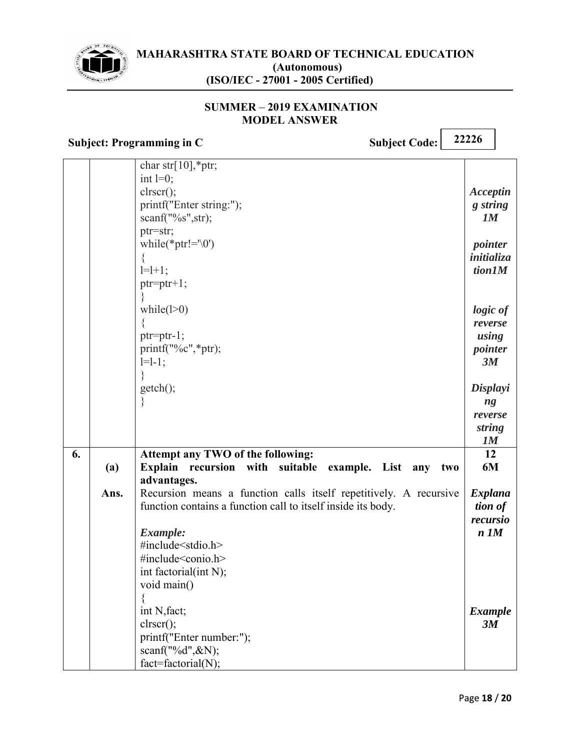| | | | |
|---|---|---|---|
| | | char str[10],*ptr;<br>int l=0;<br>clrscr();<br>printf("Enter string:");<br>scanf("%s",str);<br>ptr=str;<br>while(*ptr!='\0')<br>{<br>l=l+1;<br>ptr=ptr+1;<br>}<br>while(l>0)<br>{<br>ptr=ptr-1;<br>printf("%c",*ptr);<br>l=l-1;<br>}<br>getch();<br>} | ***Accepting string 1M***<br><br>***pointer initialization1M***<br><br>***logic of reverse using pointer 3M***<br><br>***Displaying reverse string 1M*** |
| **6.** | | **Attempt any TWO of the following:** | **12** |
| | **(a)** | **Explain recursion with suitable example. List any two advantages.** | **6M** |
| | **Ans.** | Recursion means a function calls itself repetitively. A recursive function contains a function call to itself inside its body.<br><br>***Example:***<br>#include<stdio.h><br>#include<conio.h><br>int factorial(int N);<br>void main()<br>{<br>int N,fact;<br>clrscr();<br>printf("Enter number:");<br>scanf("%d",&N);<br>fact=factorial(N); | ***Explanation of recursion 1M***<br><br>***Example 3M*** |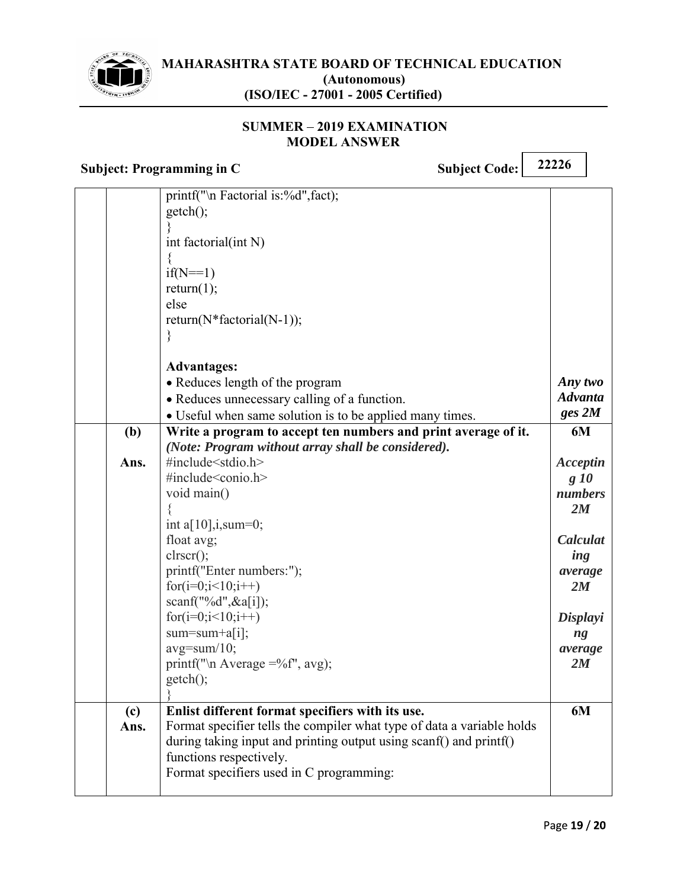| | | | |
|---|---|---|---|
| | | `printf("\n Factorial is:%d",fact);`<br>`getch();`<br>`}`<br>`int factorial(int N)`<br>`{`<br>`if(N==1)`<br>`return(1);`<br>`else`<br>`return(N*factorial(N-1));`<br>`}`<br><br>**Advantages:**<br>• Reduces length of the program<br>• Reduces unnecessary calling of a function.<br>• Useful when same solution is to be applied many times. | ***Any two Advantages 2M*** |
| | **(b)**<br><br>**Ans.** | **Write a program to accept ten numbers and print average of it.**<br>***(Note: Program without array shall be considered).***<br>`#include<stdio.h>`<br>`#include<conio.h>`<br>`void main()`<br>`{`<br>`int a[10],i,sum=0;`<br>`float avg;`<br>`clrscr();`<br>`printf("Enter numbers:");`<br>`for(i=0;i<10;i++)`<br>`scanf("%d",&a[i]);`<br>`for(i=0;i<10;i++)`<br>`sum=sum+a[i];`<br>`avg=sum/10;`<br>`printf("\n Average =%f", avg);`<br>`getch();`<br>`}` | **6M**<br><br>***Accepting 10 numbers 2M***<br><br>***Calculating average 2M***<br><br>***Displaying average 2M*** |
| | **(c)**<br>**Ans.** | **Enlist different format specifiers with its use.**<br>Format specifier tells the compiler what type of data a variable holds during taking input and printing output using scanf() and printf() functions respectively.<br>Format specifiers used in C programming: | **6M** |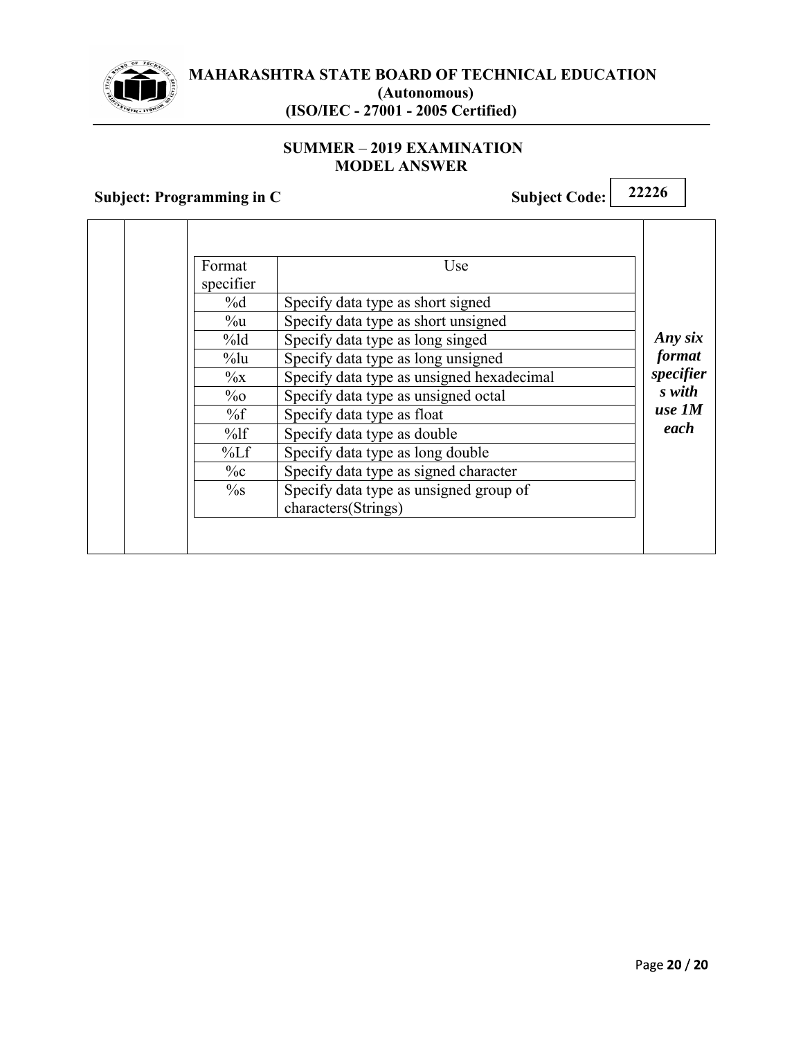| Format specifier | Use |
|---|---|
| %d | Specify data type as short signed |
| %u | Specify data type as short unsigned |
| %ld | Specify data type as long singed |
| %lu | Specify data type as long unsigned |
| %x | Specify data type as unsigned hexadecimal |
| %o | Specify data type as unsigned octal |
| %f | Specify data type as float |
| %lf | Specify data type as double |
| %Lf | Specify data type as long double |
| %c | Specify data type as signed character |
| %s | Specify data type as unsigned group of characters(Strings) |

***Any six format specifiers with use 1M each***